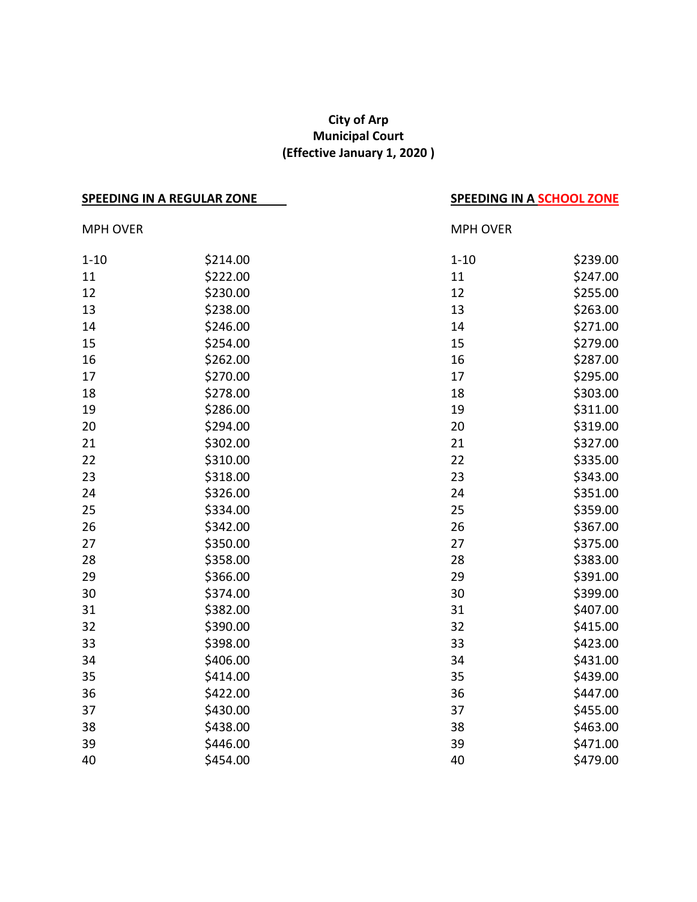**City of Arp**
**Municipal Court**
**(Effective January 1, 2020 )**

## SPEEDING IN A REGULAR ZONE

| MPH OVER | |
|---|---|
| 1-10 | $214.00 |
| 11 | $222.00 |
| 12 | $230.00 |
| 13 | $238.00 |
| 14 | $246.00 |
| 15 | $254.00 |
| 16 | $262.00 |
| 17 | $270.00 |
| 18 | $278.00 |
| 19 | $286.00 |
| 20 | $294.00 |
| 21 | $302.00 |
| 22 | $310.00 |
| 23 | $318.00 |
| 24 | $326.00 |
| 25 | $334.00 |
| 26 | $342.00 |
| 27 | $350.00 |
| 28 | $358.00 |
| 29 | $366.00 |
| 30 | $374.00 |
| 31 | $382.00 |
| 32 | $390.00 |
| 33 | $398.00 |
| 34 | $406.00 |
| 35 | $414.00 |
| 36 | $422.00 |
| 37 | $430.00 |
| 38 | $438.00 |
| 39 | $446.00 |
| 40 | $454.00 |

## SPEEDING IN A SCHOOL ZONE

| MPH OVER | |
|---|---|
| 1-10 | $239.00 |
| 11 | $247.00 |
| 12 | $255.00 |
| 13 | $263.00 |
| 14 | $271.00 |
| 15 | $279.00 |
| 16 | $287.00 |
| 17 | $295.00 |
| 18 | $303.00 |
| 19 | $311.00 |
| 20 | $319.00 |
| 21 | $327.00 |
| 22 | $335.00 |
| 23 | $343.00 |
| 24 | $351.00 |
| 25 | $359.00 |
| 26 | $367.00 |
| 27 | $375.00 |
| 28 | $383.00 |
| 29 | $391.00 |
| 30 | $399.00 |
| 31 | $407.00 |
| 32 | $415.00 |
| 33 | $423.00 |
| 34 | $431.00 |
| 35 | $439.00 |
| 36 | $447.00 |
| 37 | $455.00 |
| 38 | $463.00 |
| 39 | $471.00 |
| 40 | $479.00 |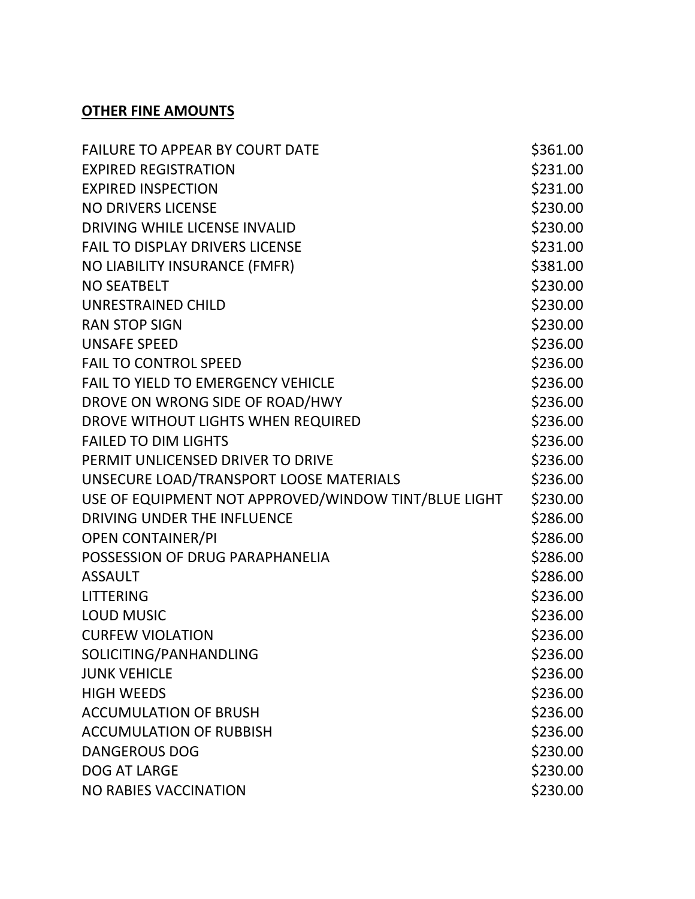**OTHER FINE AMOUNTS**

| | |
|---|---|
| FAILURE TO APPEAR BY COURT DATE | $361.00 |
| EXPIRED REGISTRATION | $231.00 |
| EXPIRED INSPECTION | $231.00 |
| NO DRIVERS LICENSE | $230.00 |
| DRIVING WHILE LICENSE INVALID | $230.00 |
| FAIL TO DISPLAY DRIVERS LICENSE | $231.00 |
| NO LIABILITY INSURANCE (FMFR) | $381.00 |
| NO SEATBELT | $230.00 |
| UNRESTRAINED CHILD | $230.00 |
| RAN STOP SIGN | $230.00 |
| UNSAFE SPEED | $236.00 |
| FAIL TO CONTROL SPEED | $236.00 |
| FAIL TO YIELD TO EMERGENCY VEHICLE | $236.00 |
| DROVE ON WRONG SIDE OF ROAD/HWY | $236.00 |
| DROVE WITHOUT LIGHTS WHEN REQUIRED | $236.00 |
| FAILED TO DIM LIGHTS | $236.00 |
| PERMIT UNLICENSED DRIVER TO DRIVE | $236.00 |
| UNSECURE LOAD/TRANSPORT LOOSE MATERIALS | $236.00 |
| USE OF EQUIPMENT NOT APPROVED/WINDOW TINT/BLUE LIGHT | $230.00 |
| DRIVING UNDER THE INFLUENCE | $286.00 |
| OPEN CONTAINER/PI | $286.00 |
| POSSESSION OF DRUG PARAPHANELIA | $286.00 |
| ASSAULT | $286.00 |
| LITTERING | $236.00 |
| LOUD MUSIC | $236.00 |
| CURFEW VIOLATION | $236.00 |
| SOLICITING/PANHANDLING | $236.00 |
| JUNK VEHICLE | $236.00 |
| HIGH WEEDS | $236.00 |
| ACCUMULATION OF BRUSH | $236.00 |
| ACCUMULATION OF RUBBISH | $236.00 |
| DANGEROUS DOG | $230.00 |
| DOG AT LARGE | $230.00 |
| NO RABIES VACCINATION | $230.00 |